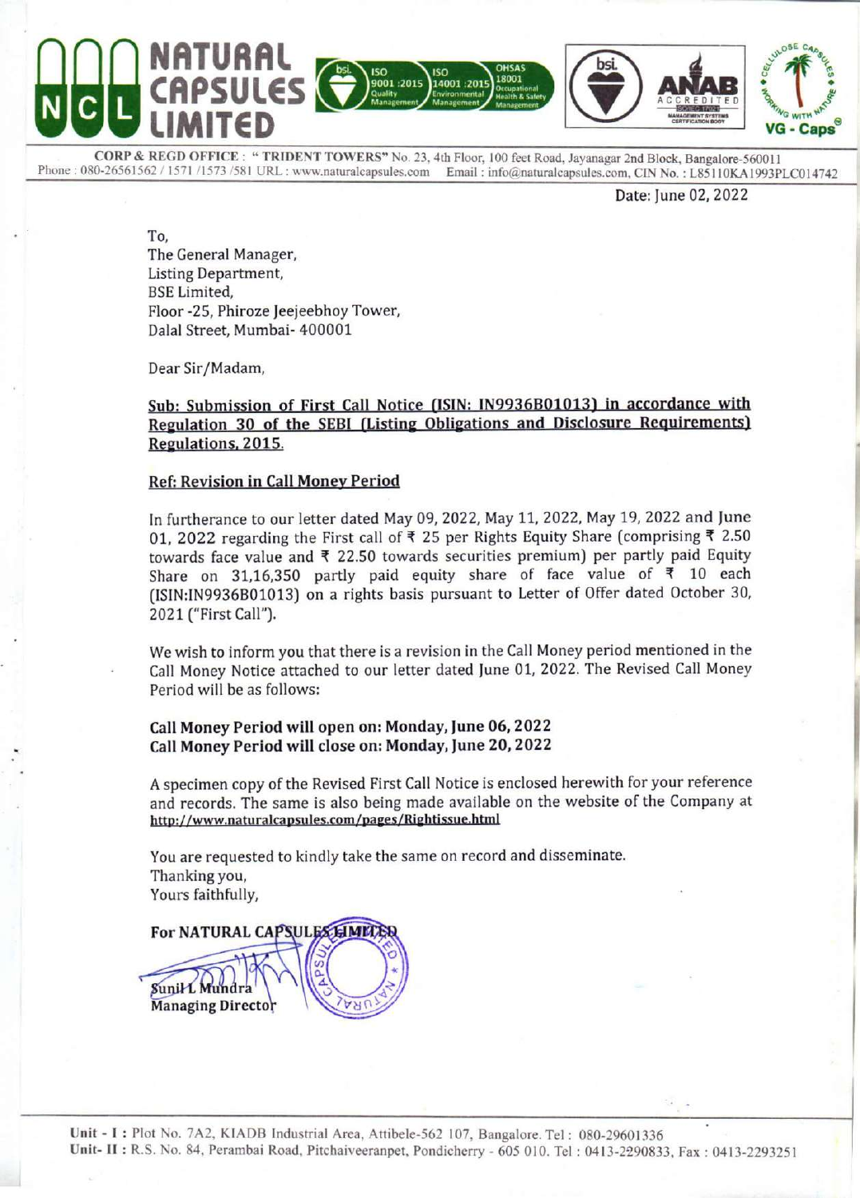# NATURAL CAPSULES LIMITED

**CORP & REGD OFFICE** : " TRIDENT TOWERS" No. 23, 4th Floor, 100 feet Road, Jayanagar 2nd Block, Bangalore-560011
Phone : 080-26561562 / 1571 /1573 /581 URL : www.naturalcapsules.com Email : info@naturalcapsules.com, CIN No. : L85110KA1993PLC014742

Date: June 02, 2022

To,
The General Manager,
Listing Department,
BSE Limited,
Floor -25, Phiroze Jeejeebhoy Tower,
Dalal Street, Mumbai- 400001

Dear Sir/Madam,

**Sub: Submission of First Call Notice (ISIN: IN9936B01013) in accordance with Regulation 30 of the SEBI (Listing Obligations and Disclosure Requirements) Regulations, 2015.**

**Ref: Revision in Call Money Period**

In furtherance to our letter dated May 09, 2022, May 11, 2022, May 19, 2022 and June 01, 2022 regarding the First call of ₹ 25 per Rights Equity Share (comprising ₹ 2.50 towards face value and ₹ 22.50 towards securities premium) per partly paid Equity Share on 31,16,350 partly paid equity share of face value of ₹ 10 each (ISIN:IN9936B01013) on a rights basis pursuant to Letter of Offer dated October 30, 2021 ("First Call").

We wish to inform you that there is a revision in the Call Money period mentioned in the Call Money Notice attached to our letter dated June 01, 2022. The Revised Call Money Period will be as follows:

**Call Money Period will open on: Monday, June 06, 2022**
**Call Money Period will close on: Monday, June 20, 2022**

A specimen copy of the Revised First Call Notice is enclosed herewith for your reference and records. The same is also being made available on the website of the Company at http://www.naturalcapsules.com/pages/Rightissue.html

You are requested to kindly take the same on record and disseminate.
Thanking you,
Yours faithfully,

For NATURAL CAPSULES LIMITED

Sunil L Mundra
Managing Director

Unit - I : Plot No. 7A2, KIADB Industrial Area, Attibele-562 107, Bangalore. Tel : 080-29601336
Unit- II : R.S. No. 84, Perambai Road, Pitchaiveeranpet, Pondicherry - 605 010. Tel : 0413-2290833, Fax : 0413-2293251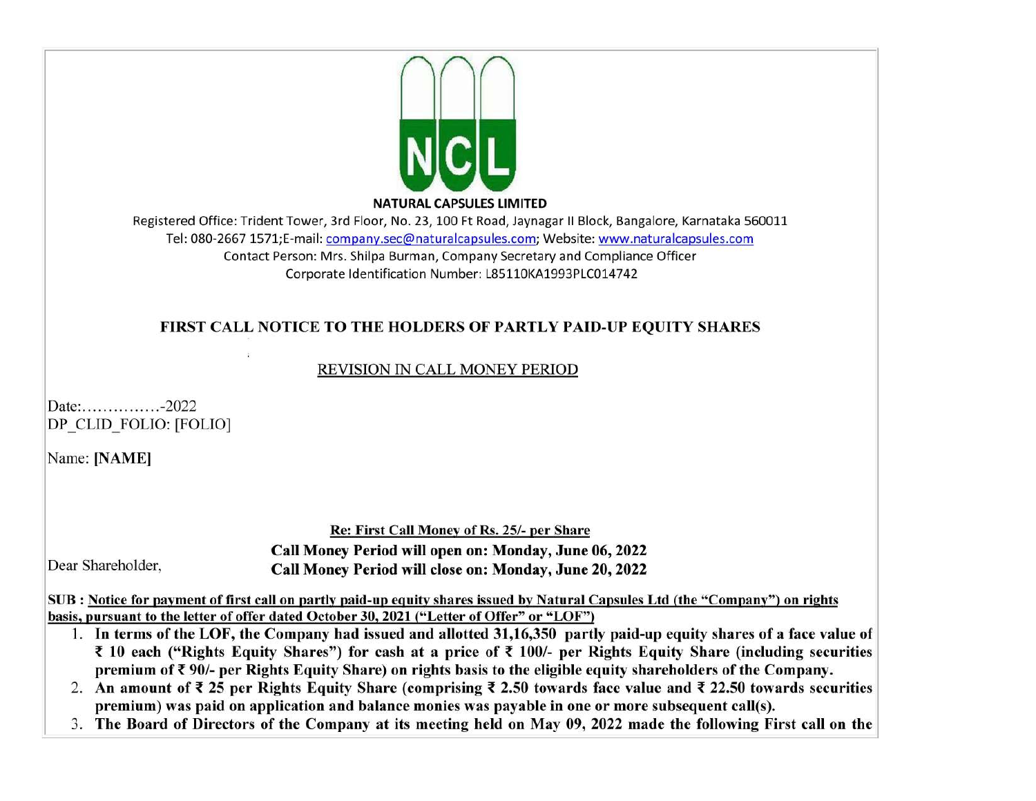**NATURAL CAPSULES LIMITED**

Registered Office: Trident Tower, 3rd Floor, No. 23, 100 Ft Road, Jaynagar II Block, Bangalore, Karnataka 560011
Tel: 080-2667 1571;E-mail: company.sec@naturalcapsules.com; Website: www.naturalcapsules.com
Contact Person: Mrs. Shilpa Burman, Company Secretary and Compliance Officer
Corporate Identification Number: L85110KA1993PLC014742

# FIRST CALL NOTICE TO THE HOLDERS OF PARTLY PAID-UP EQUITY SHARES

## REVISION IN CALL MONEY PERIOD

Date:……………-2022
DP_CLID_FOLIO: [FOLIO]

Name: **[NAME]**

**Re: First Call Money of Rs. 25/- per Share**

**Call Money Period will open on: Monday, June 06, 2022**

**Call Money Period will close on: Monday, June 20, 2022**

Dear Shareholder,

**SUB : Notice for payment of first call on partly paid-up equity shares issued by Natural Capsules Ltd (the "Company") on rights basis, pursuant to the letter of offer dated October 30, 2021 ("Letter of Offer" or "LOF")**

1. **In terms of the LOF, the Company had issued and allotted 31,16,350 partly paid-up equity shares of a face value of ₹ 10 each ("Rights Equity Shares") for cash at a price of ₹ 100/- per Rights Equity Share (including securities premium of ₹ 90/- per Rights Equity Share) on rights basis to the eligible equity shareholders of the Company.**
2. **An amount of ₹ 25 per Rights Equity Share (comprising ₹ 2.50 towards face value and ₹ 22.50 towards securities premium) was paid on application and balance monies was payable in one or more subsequent call(s).**
3. **The Board of Directors of the Company at its meeting held on May 09, 2022 made the following First call on the**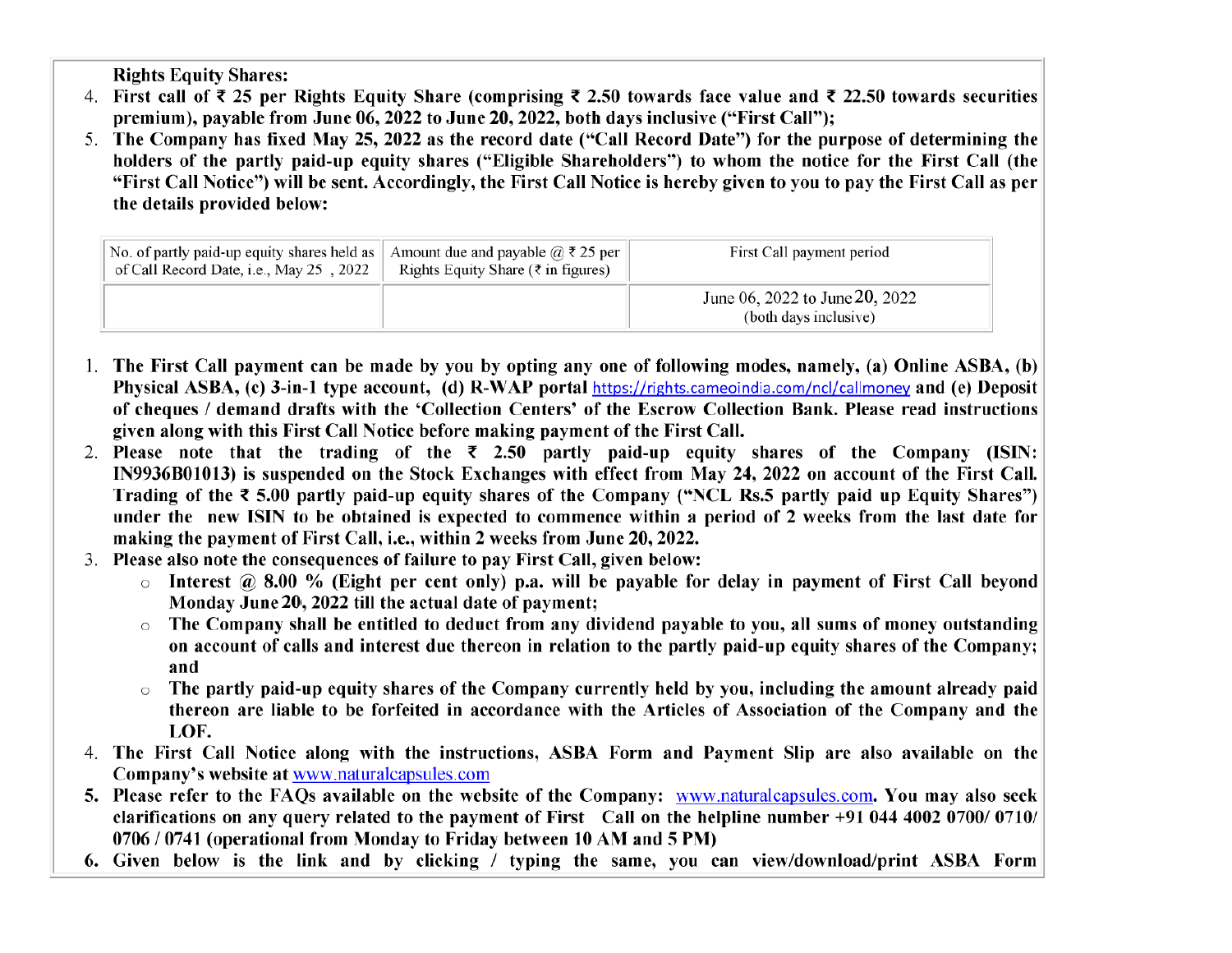**Rights Equity Shares:**

4. **First call of ₹ 25 per Rights Equity Share (comprising ₹ 2.50 towards face value and ₹ 22.50 towards securities premium), payable from June 06, 2022 to June 20, 2022, both days inclusive ("First Call");**
5. **The Company has fixed May 25, 2022 as the record date ("Call Record Date") for the purpose of determining the holders of the partly paid-up equity shares ("Eligible Shareholders") to whom the notice for the First Call (the "First Call Notice") will be sent. Accordingly, the First Call Notice is hereby given to you to pay the First Call as per the details provided below:**

| No. of partly paid-up equity shares held as of Call Record Date, i.e., May 25 , 2022 | Amount due and payable @ ₹ 25 per Rights Equity Share (₹ in figures) | First Call payment period |
|---|---|---|
| | | June 06, 2022 to June 20, 2022 (both days inclusive) |

1. **The First Call payment can be made by you by opting any one of following modes, namely, (a) Online ASBA, (b) Physical ASBA, (c) 3-in-1 type account, (d) R-WAP portal** https://rights.cameoindia.com/ncl/callmoney **and (e) Deposit of cheques / demand drafts with the 'Collection Centers' of the Escrow Collection Bank. Please read instructions given along with this First Call Notice before making payment of the First Call.**
2. **Please note that the trading of the ₹ 2.50 partly paid-up equity shares of the Company (ISIN: IN9936B01013) is suspended on the Stock Exchanges with effect from May 24, 2022 on account of the First Call. Trading of the ₹ 5.00 partly paid-up equity shares of the Company ("NCL Rs.5 partly paid up Equity Shares") under the new ISIN to be obtained is expected to commence within a period of 2 weeks from the last date for making the payment of First Call, i.e., within 2 weeks from June 20, 2022.**
3. **Please also note the consequences of failure to pay First Call, given below:**
   - **Interest @ 8.00 % (Eight per cent only) p.a. will be payable for delay in payment of First Call beyond Monday June 20, 2022 till the actual date of payment;**
   - **The Company shall be entitled to deduct from any dividend payable to you, all sums of money outstanding on account of calls and interest due thereon in relation to the partly paid-up equity shares of the Company; and**
   - **The partly paid-up equity shares of the Company currently held by you, including the amount already paid thereon are liable to be forfeited in accordance with the Articles of Association of the Company and the LOF.**
4. **The First Call Notice along with the instructions, ASBA Form and Payment Slip are also available on the Company's website at** www.naturalcapsules.com
5. **Please refer to the FAQs available on the website of the Company:** www.naturalcapsules.com**. You may also seek clarifications on any query related to the payment of First Call on the helpline number +91 044 4002 0700/ 0710/ 0706 / 0741 (operational from Monday to Friday between 10 AM and 5 PM)**
6. **Given below is the link and by clicking / typing the same, you can view/download/print ASBA Form**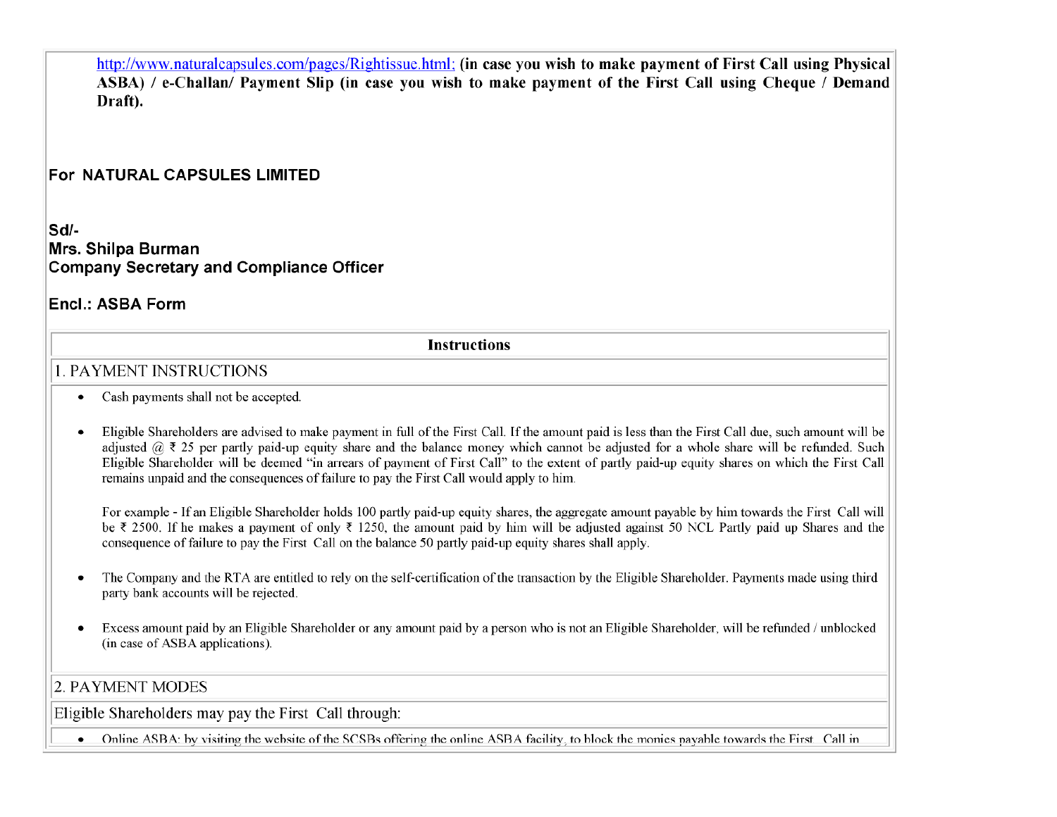http://www.naturalcapsules.com/pages/Rightissue.html; **(in case you wish to make payment of First Call using Physical ASBA) / e-Challan/ Payment Slip (in case you wish to make payment of the First Call using Cheque / Demand Draft).**

**For NATURAL CAPSULES LIMITED**

**Sd/-**
**Mrs. Shilpa Burman**
**Company Secretary and Compliance Officer**

**Encl.: ASBA Form**

## Instructions

### 1. PAYMENT INSTRUCTIONS

- Cash payments shall not be accepted.

- Eligible Shareholders are advised to make payment in full of the First Call. If the amount paid is less than the First Call due, such amount will be adjusted @ ₹ 25 per partly paid-up equity share and the balance money which cannot be adjusted for a whole share will be refunded. Such Eligible Shareholder will be deemed "in arrears of payment of First Call" to the extent of partly paid-up equity shares on which the First Call remains unpaid and the consequences of failure to pay the First Call would apply to him.

  For example - If an Eligible Shareholder holds 100 partly paid-up equity shares, the aggregate amount payable by him towards the First Call will be ₹ 2500. If he makes a payment of only ₹ 1250, the amount paid by him will be adjusted against 50 NCL Partly paid up Shares and the consequence of failure to pay the First Call on the balance 50 partly paid-up equity shares shall apply.

- The Company and the RTA are entitled to rely on the self-certification of the transaction by the Eligible Shareholder. Payments made using third party bank accounts will be rejected.

- Excess amount paid by an Eligible Shareholder or any amount paid by a person who is not an Eligible Shareholder, will be refunded / unblocked (in case of ASBA applications).

### 2. PAYMENT MODES

Eligible Shareholders may pay the First Call through:

- Online ASBA: by visiting the website of the SCSBs offering the online ASBA facility, to block the monies payable towards the First Call in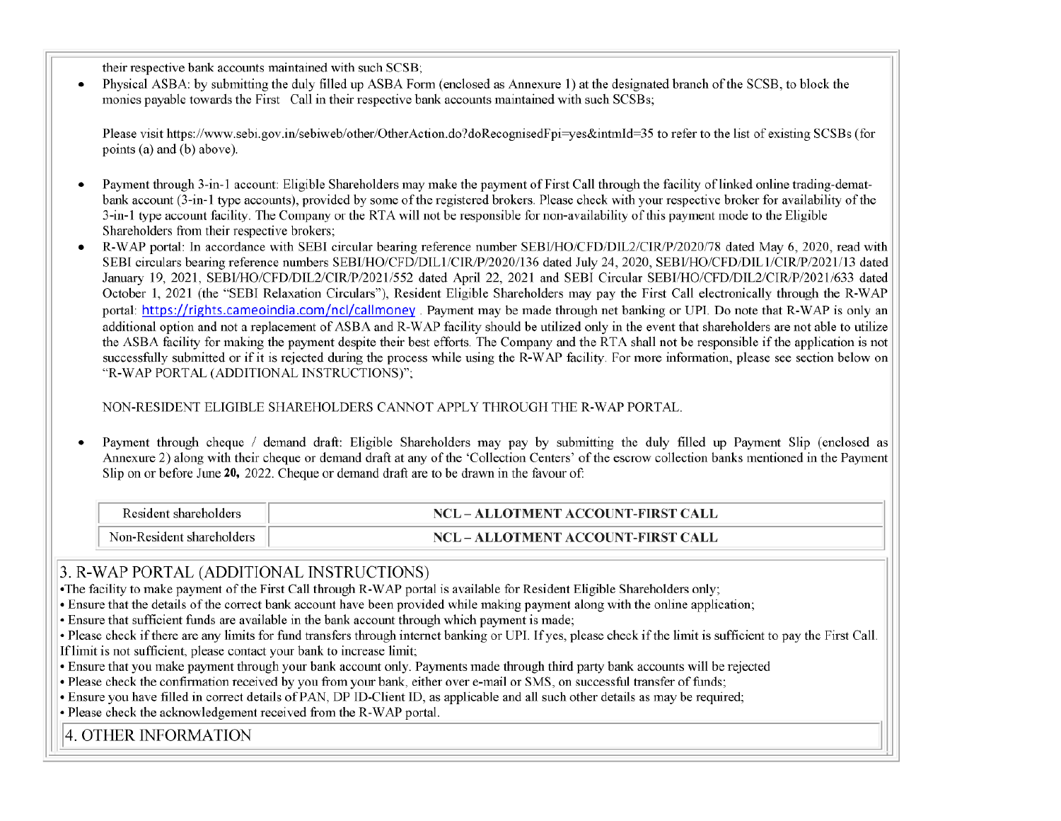their respective bank accounts maintained with such SCSB;

- Physical ASBA: by submitting the duly filled up ASBA Form (enclosed as Annexure 1) at the designated branch of the SCSB, to block the monies payable towards the First Call in their respective bank accounts maintained with such SCSBs;

Please visit https://www.sebi.gov.in/sebiweb/other/OtherAction.do?doRecognisedFpi=yes&intmId=35 to refer to the list of existing SCSBs (for points (a) and (b) above).

- Payment through 3-in-1 account: Eligible Shareholders may make the payment of First Call through the facility of linked online trading-demat-bank account (3-in-1 type accounts), provided by some of the registered brokers. Please check with your respective broker for availability of the 3-in-1 type account facility. The Company or the RTA will not be responsible for non-availability of this payment mode to the Eligible Shareholders from their respective brokers;
- R-WAP portal: In accordance with SEBI circular bearing reference number SEBI/HO/CFD/DIL2/CIR/P/2020/78 dated May 6, 2020, read with SEBI circulars bearing reference numbers SEBI/HO/CFD/DIL1/CIR/P/2020/136 dated July 24, 2020, SEBI/HO/CFD/DIL1/CIR/P/2021/13 dated January 19, 2021, SEBI/HO/CFD/DIL2/CIR/P/2021/552 dated April 22, 2021 and SEBI Circular SEBI/HO/CFD/DIL2/CIR/P/2021/633 dated October 1, 2021 (the "SEBI Relaxation Circulars"), Resident Eligible Shareholders may pay the First Call electronically through the R-WAP portal: https://rights.cameoindia.com/ncl/callmoney . Payment may be made through net banking or UPI. Do note that R-WAP is only an additional option and not a replacement of ASBA and R-WAP facility should be utilized only in the event that shareholders are not able to utilize the ASBA facility for making the payment despite their best efforts. The Company and the RTA shall not be responsible if the application is not successfully submitted or if it is rejected during the process while using the R-WAP facility. For more information, please see section below on "R-WAP PORTAL (ADDITIONAL INSTRUCTIONS)";

NON-RESIDENT ELIGIBLE SHAREHOLDERS CANNOT APPLY THROUGH THE R-WAP PORTAL.

- Payment through cheque / demand draft: Eligible Shareholders may pay by submitting the duly filled up Payment Slip (enclosed as Annexure 2) along with their cheque or demand draft at any of the 'Collection Centers' of the escrow collection banks mentioned in the Payment Slip on or before June **20,** 2022. Cheque or demand draft are to be drawn in the favour of:

| Resident shareholders | **NCL – ALLOTMENT ACCOUNT-FIRST CALL** |
|---|---|
| Non-Resident shareholders | **NCL – ALLOTMENT ACCOUNT-FIRST CALL** |

## 3. R-WAP PORTAL (ADDITIONAL INSTRUCTIONS)

- The facility to make payment of the First Call through R-WAP portal is available for Resident Eligible Shareholders only;
- Ensure that the details of the correct bank account have been provided while making payment along with the online application;
- Ensure that sufficient funds are available in the bank account through which payment is made;
- Please check if there are any limits for fund transfers through internet banking or UPI. If yes, please check if the limit is sufficient to pay the First Call. If limit is not sufficient, please contact your bank to increase limit;
- Ensure that you make payment through your bank account only. Payments made through third party bank accounts will be rejected
- Please check the confirmation received by you from your bank, either over e-mail or SMS, on successful transfer of funds;
- Ensure you have filled in correct details of PAN, DP ID-Client ID, as applicable and all such other details as may be required;
- Please check the acknowledgement received from the R-WAP portal.

## 4. OTHER INFORMATION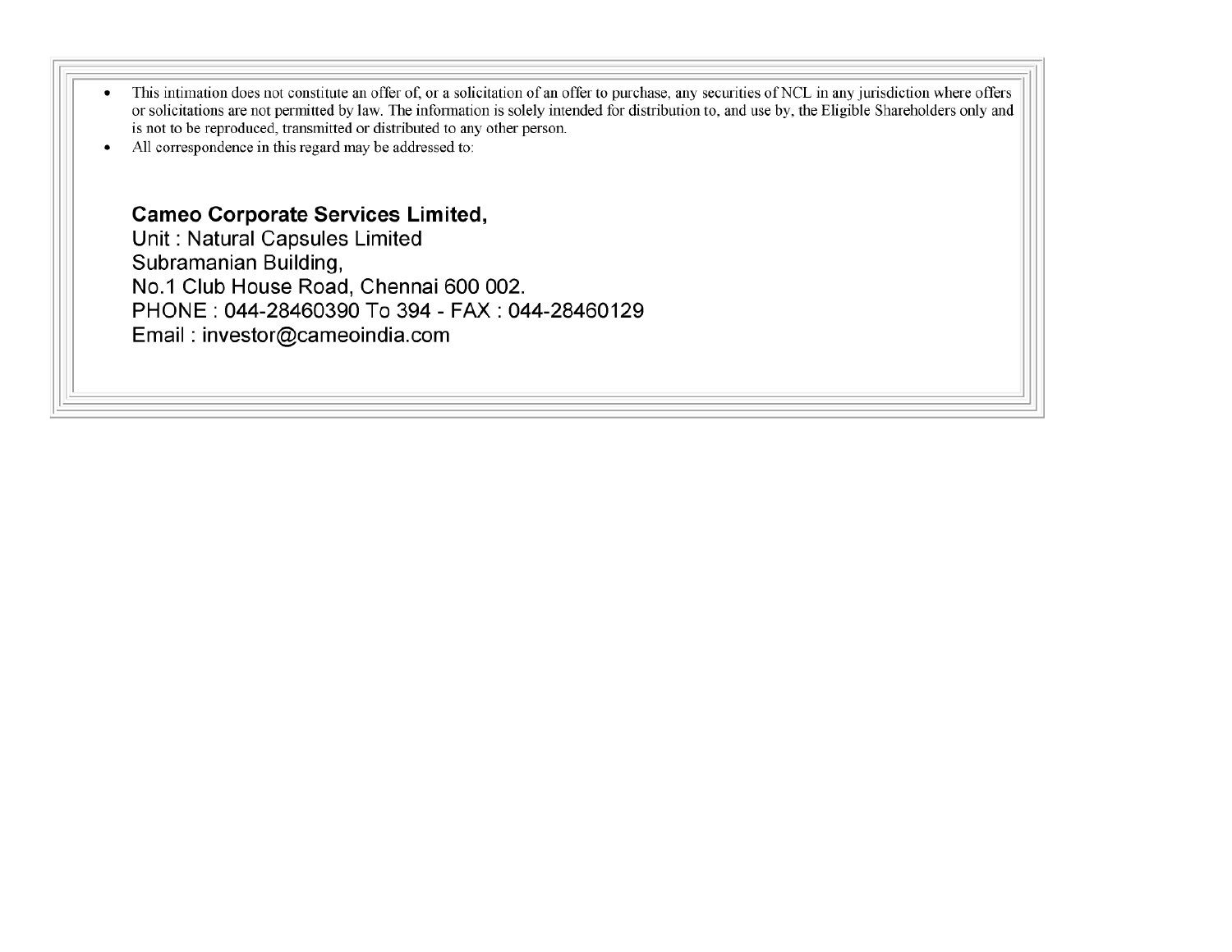- This intimation does not constitute an offer of, or a solicitation of an offer to purchase, any securities of NCL in any jurisdiction where offers or solicitations are not permitted by law. The information is solely intended for distribution to, and use by, the Eligible Shareholders only and is not to be reproduced, transmitted or distributed to any other person.
- All correspondence in this regard may be addressed to:

**Cameo Corporate Services Limited,**
Unit : Natural Capsules Limited
Subramanian Building,
No.1 Club House Road, Chennai 600 002.
PHONE : 044-28460390 To 394 - FAX : 044-28460129
Email : investor@cameoindia.com